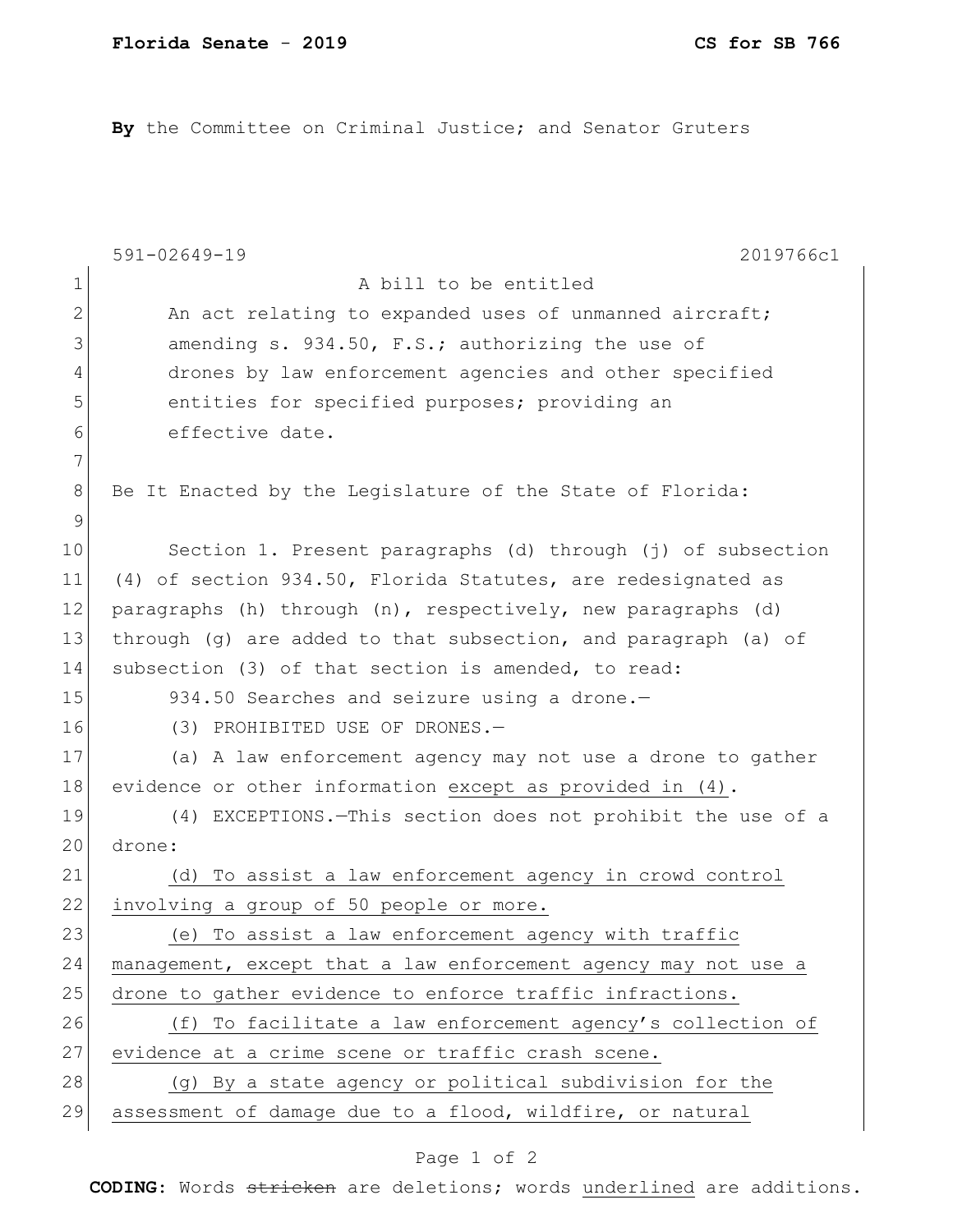**Florida Senate - 2019** **CS for SB 766**

**By** the Committee on Criminal Justice; and Senator Gruters

591-02649-19 2019766c1

A bill to be entitled

An act relating to expanded uses of unmanned aircraft; amending s. 934.50, F.S.; authorizing the use of drones by law enforcement agencies and other specified entities for specified purposes; providing an effective date.

Be It Enacted by the Legislature of the State of Florida:

Section 1. Present paragraphs (d) through (j) of subsection (4) of section 934.50, Florida Statutes, are redesignated as paragraphs (h) through (n), respectively, new paragraphs (d) through (g) are added to that subsection, and paragraph (a) of subsection (3) of that section is amended, to read:

934.50 Searches and seizure using a drone.—

(3) PROHIBITED USE OF DRONES.—

(a) A law enforcement agency may not use a drone to gather evidence or other information <u>except as provided in (4)</u>.

(4) EXCEPTIONS.—This section does not prohibit the use of a drone:

<u>(d) To assist a law enforcement agency in crowd control involving a group of 50 people or more.</u>

<u>(e) To assist a law enforcement agency with traffic management, except that a law enforcement agency may not use a drone to gather evidence to enforce traffic infractions.</u>

<u>(f) To facilitate a law enforcement agency's collection of evidence at a crime scene or traffic crash scene.</u>

<u>(g) By a state agency or political subdivision for the assessment of damage due to a flood, wildfire, or natural</u>

**CODING:** Words ~~stricken~~ are deletions; words <u>underlined</u> are additions.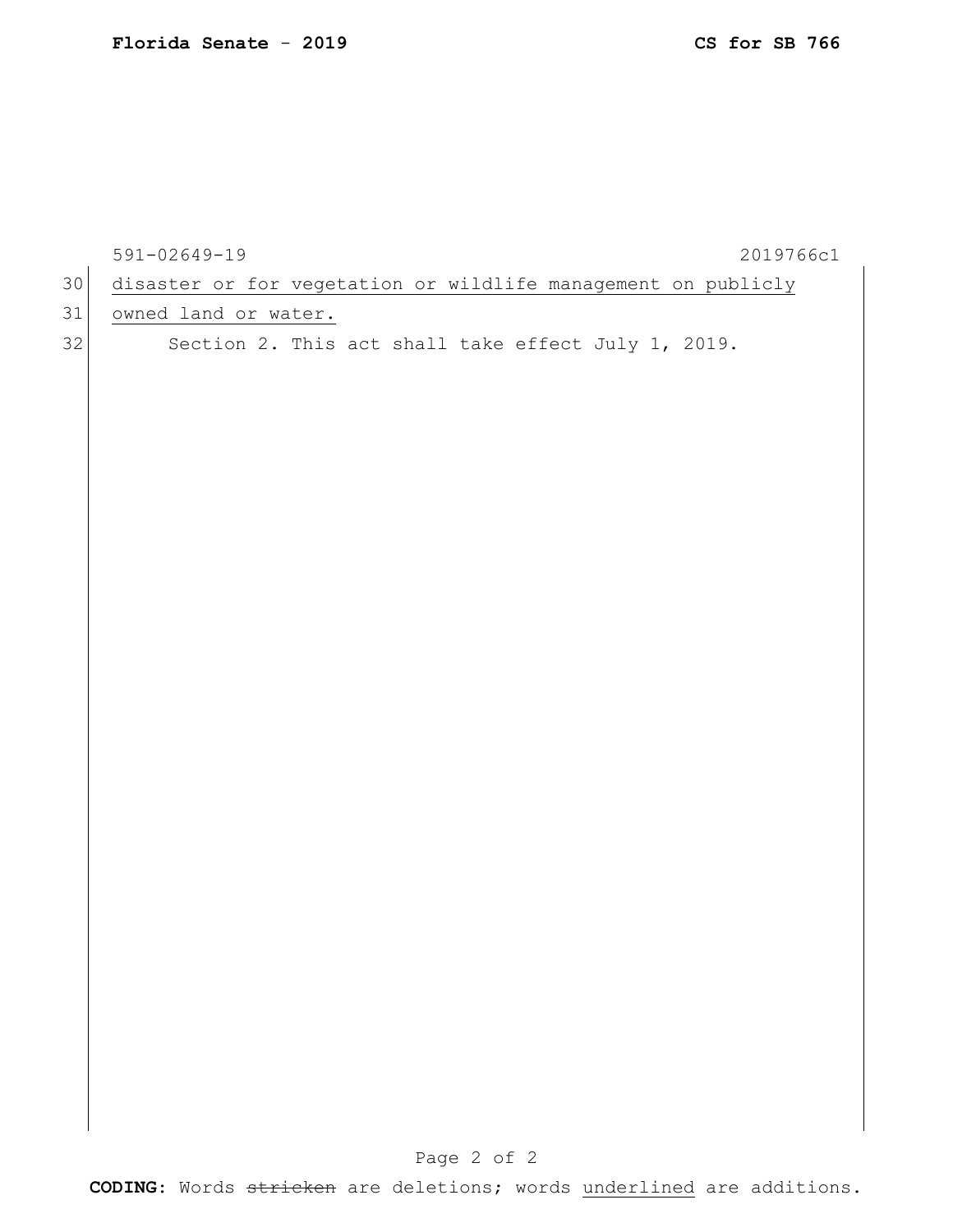591-02649-19 2019766c1

30 disaster or for vegetation or wildlife management on publicly
31 owned land or water.
32 Section 2. This act shall take effect July 1, 2019.

**CODING:** Words ~~stricken~~ are deletions; words underlined are additions.